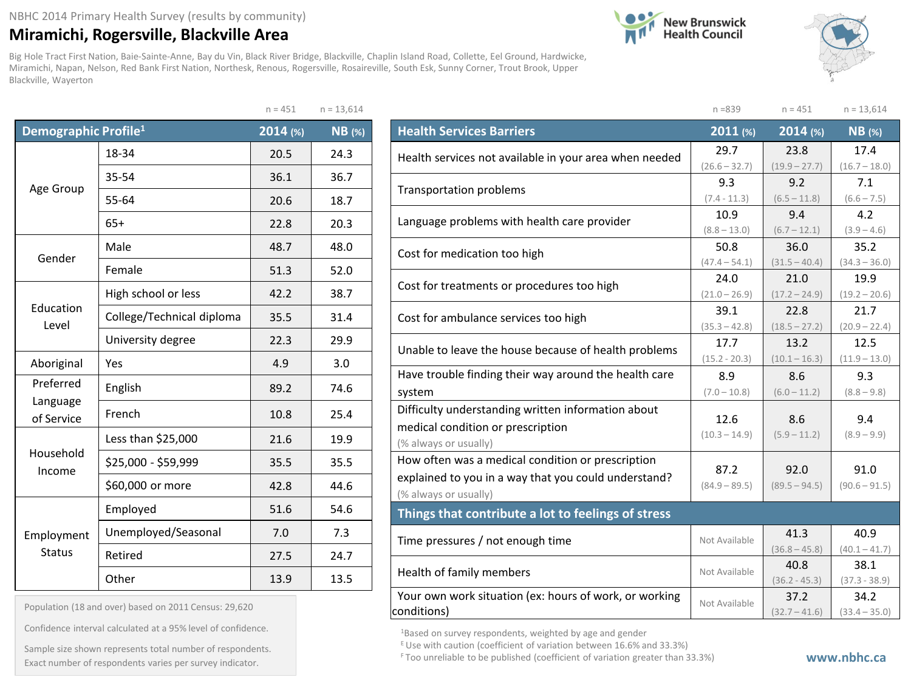NBHC 2014 Primary Health Survey (results by community)

# Miramichi, Rogersville, Blackville Area

Big Hole Tract First Nation, Baie-Sainte-Anne, Bay du Vin, Black River Bridge, Blackville, Chaplin Island Road, Collette, Eel Ground, Hardwicke, Miramichi, Napan, Nelson, Red Bank First Nation, Northesk, Renous, Rogersville, Rosaireville, South Esk, Sunny Corner, Trout Brook, Upper Blackville, Wayerton

New Brunswick Health Council

| Demographic Profile[1] | | 2014 (%) n = 451 | NB (%) n = 13,614 |
|---|---|---|---|
| Age Group | 18-34 | 20.5 | 24.3 |
| | 35-54 | 36.1 | 36.7 |
| | 55-64 | 20.6 | 18.7 |
| | 65+ | 22.8 | 20.3 |
| Gender | Male | 48.7 | 48.0 |
| | Female | 51.3 | 52.0 |
| Education Level | High school or less | 42.2 | 38.7 |
| | College/Technical diploma | 35.5 | 31.4 |
| | University degree | 22.3 | 29.9 |
| Aboriginal | Yes | 4.9 | 3.0 |
| Preferred Language of Service | English | 89.2 | 74.6 |
| | French | 10.8 | 25.4 |
| Household Income | Less than $25,000 | 21.6 | 19.9 |
| | $25,000 - $59,999 | 35.5 | 35.5 |
| | $60,000 or more | 42.8 | 44.6 |
| Employment Status | Employed | 51.6 | 54.6 |
| | Unemployed/Seasonal | 7.0 | 7.3 |
| | Retired | 27.5 | 24.7 |
| | Other | 13.9 | 13.5 |

Population (18 and over) based on 2011 Census: 29,620

Confidence interval calculated at a 95% level of confidence.

Sample size shown represents total number of respondents. Exact number of respondents varies per survey indicator.

| Health Services Barriers | 2011 (%) n = 839 | 2014 (%) n = 451 | NB (%) n = 13,614 |
|---|---|---|---|
| Health services not available in your area when needed | 29.7 (26.6 – 32.7) | 23.8 (19.9 – 27.7) | 17.4 (16.7 – 18.0) |
| Transportation problems | 9.3 (7.4 - 11.3) | 9.2 (6.5 – 11.8) | 7.1 (6.6 – 7.5) |
| Language problems with health care provider | 10.9 (8.8 – 13.0) | 9.4 (6.7 – 12.1) | 4.2 (3.9 – 4.6) |
| Cost for medication too high | 50.8 (47.4 – 54.1) | 36.0 (31.5 – 40.4) | 35.2 (34.3 – 36.0) |
| Cost for treatments or procedures too high | 24.0 (21.0 – 26.9) | 21.0 (17.2 – 24.9) | 19.9 (19.2 – 20.6) |
| Cost for ambulance services too high | 39.1 (35.3 – 42.8) | 22.8 (18.5 – 27.2) | 21.7 (20.9 – 22.4) |
| Unable to leave the house because of health problems | 17.7 (15.2 - 20.3) | 13.2 (10.1 – 16.3) | 12.5 (11.9 – 13.0) |
| Have trouble finding their way around the health care system | 8.9 (7.0 – 10.8) | 8.6 (6.0 – 11.2) | 9.3 (8.8 – 9.8) |
| Difficulty understanding written information about medical condition or prescription (% always or usually) | 12.6 (10.3 – 14.9) | 8.6 (5.9 – 11.2) | 9.4 (8.9 – 9.9) |
| How often was a medical condition or prescription explained to you in a way that you could understand? (% always or usually) | 87.2 (84.9 – 89.5) | 92.0 (89.5 – 94.5) | 91.0 (90.6 – 91.5) |
| **Things that contribute a lot to feelings of stress** | | | |
| Time pressures / not enough time | Not Available | 41.3 (36.8 – 45.8) | 40.9 (40.1 – 41.7) |
| Health of family members | Not Available | 40.8 (36.2 - 45.3) | 38.1 (37.3 - 38.9) |
| Your own work situation (ex: hours of work, or working conditions) | Not Available | 37.2 (32.7 – 41.6) | 34.2 (33.4 – 35.0) |

[1]Based on survey respondents, weighted by age and gender

[E] Use with caution (coefficient of variation between 16.6% and 33.3%)

[F] Too unreliable to be published (coefficient of variation greater than 33.3%)

www.nbhc.ca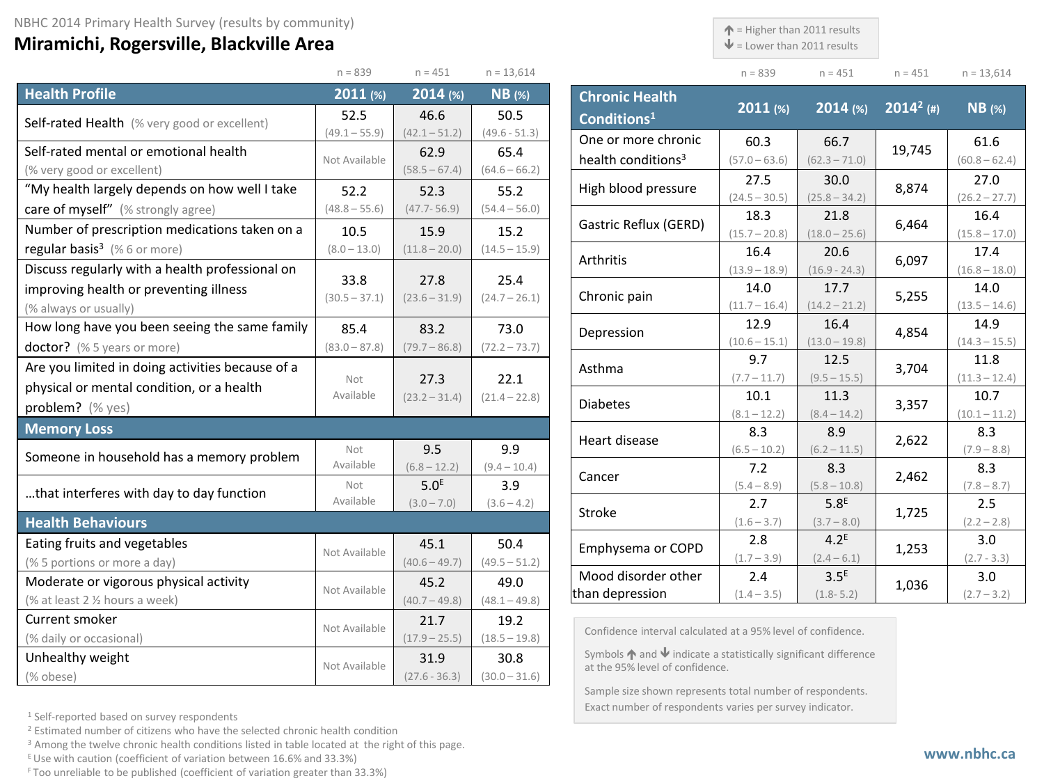NBHC 2014 Primary Health Survey (results by community)

# Miramichi, Rogersville, Blackville Area

↑ = Higher than 2011 results
↓ = Lower than 2011 results

| Health Profile | 2011 (%) n = 839 | 2014 (%) n = 451 | NB (%) n = 13,614 |
|---|---|---|---|
| Self-rated Health (% very good or excellent) | 52.5 (49.1 – 55.9) | 46.6 (42.1 – 51.2) | 50.5 (49.6 - 51.3) |
| Self-rated mental or emotional health (% very good or excellent) | Not Available | 62.9 (58.5 – 67.4) | 65.4 (64.6 – 66.2) |
| "My health largely depends on how well I take care of myself" (% strongly agree) | 52.2 (48.8 – 55.6) | 52.3 (47.7- 56.9) | 55.2 (54.4 – 56.0) |
| Number of prescription medications taken on a regular basis[3] (% 6 or more) | 10.5 (8.0 – 13.0) | 15.9 (11.8 – 20.0) | 15.2 (14.5 – 15.9) |
| Discuss regularly with a health professional on improving health or preventing illness (% always or usually) | 33.8 (30.5 – 37.1) | 27.8 (23.6 – 31.9) | 25.4 (24.7 – 26.1) |
| How long have you been seeing the same family doctor? (% 5 years or more) | 85.4 (83.0 – 87.8) | 83.2 (79.7 – 86.8) | 73.0 (72.2 – 73.7) |
| Are you limited in doing activities because of a physical or mental condition, or a health problem? (% yes) | Not Available | 27.3 (23.2 – 31.4) | 22.1 (21.4 – 22.8) |
| **Memory Loss** | | | |
| Someone in household has a memory problem | Not Available | 9.5 (6.8 – 12.2) | 9.9 (9.4 – 10.4) |
| …that interferes with day to day function | Not Available | 5.0[E] (3.0 – 7.0) | 3.9 (3.6 – 4.2) |
| **Health Behaviours** | | | |
| Eating fruits and vegetables (% 5 portions or more a day) | Not Available | 45.1 (40.6 – 49.7) | 50.4 (49.5 – 51.2) |
| Moderate or vigorous physical activity (% at least 2 ½ hours a week) | Not Available | 45.2 (40.7 – 49.8) | 49.0 (48.1 – 49.8) |
| Current smoker (% daily or occasional) | Not Available | 21.7 (17.9 – 25.5) | 19.2 (18.5 – 19.8) |
| Unhealthy weight (% obese) | Not Available | 31.9 (27.6 - 36.3) | 30.8 (30.0 – 31.6) |

| Chronic Health Conditions[1] | 2011 (%) n = 839 | 2014 (%) n = 451 | 2014[2] (#) n = 451 | NB (%) n = 13,614 |
|---|---|---|---|---|
| One or more chronic health conditions[3] | 60.3 (57.0 – 63.6) | 66.7 (62.3 – 71.0) | 19,745 | 61.6 (60.8 – 62.4) |
| High blood pressure | 27.5 (24.5 – 30.5) | 30.0 (25.8 – 34.2) | 8,874 | 27.0 (26.2 – 27.7) |
| Gastric Reflux (GERD) | 18.3 (15.7 – 20.8) | 21.8 (18.0 – 25.6) | 6,464 | 16.4 (15.8 – 17.0) |
| Arthritis | 16.4 (13.9 – 18.9) | 20.6 (16.9 - 24.3) | 6,097 | 17.4 (16.8 – 18.0) |
| Chronic pain | 14.0 (11.7 – 16.4) | 17.7 (14.2 – 21.2) | 5,255 | 14.0 (13.5 – 14.6) |
| Depression | 12.9 (10.6 – 15.1) | 16.4 (13.0 – 19.8) | 4,854 | 14.9 (14.3 – 15.5) |
| Asthma | 9.7 (7.7 – 11.7) | 12.5 (9.5 – 15.5) | 3,704 | 11.8 (11.3 – 12.4) |
| Diabetes | 10.1 (8.1 – 12.2) | 11.3 (8.4 – 14.2) | 3,357 | 10.7 (10.1 – 11.2) |
| Heart disease | 8.3 (6.5 – 10.2) | 8.9 (6.2 – 11.5) | 2,622 | 8.3 (7.9 – 8.8) |
| Cancer | 7.2 (5.4 – 8.9) | 8.3 (5.8 – 10.8) | 2,462 | 8.3 (7.8 – 8.7) |
| Stroke | 2.7 (1.6 – 3.7) | 5.8[E] (3.7 – 8.0) | 1,725 | 2.5 (2.2 – 2.8) |
| Emphysema or COPD | 2.8 (1.7 – 3.9) | 4.2[E] (2.4 – 6.1) | 1,253 | 3.0 (2.7 - 3.3) |
| Mood disorder other than depression | 2.4 (1.4 – 3.5) | 3.5[E] (1.8- 5.2) | 1,036 | 3.0 (2.7 – 3.2) |

Confidence interval calculated at a 95% level of confidence.

Symbols ↑ and ↓ indicate a statistically significant difference at the 95% level of confidence.

Sample size shown represents total number of respondents. Exact number of respondents varies per survey indicator.

[1] Self-reported based on survey respondents
[2] Estimated number of citizens who have the selected chronic health condition
[3] Among the twelve chronic health conditions listed in table located at the right of this page.
[E] Use with caution (coefficient of variation between 16.6% and 33.3%)
[F] Too unreliable to be published (coefficient of variation greater than 33.3%)

www.nbhc.ca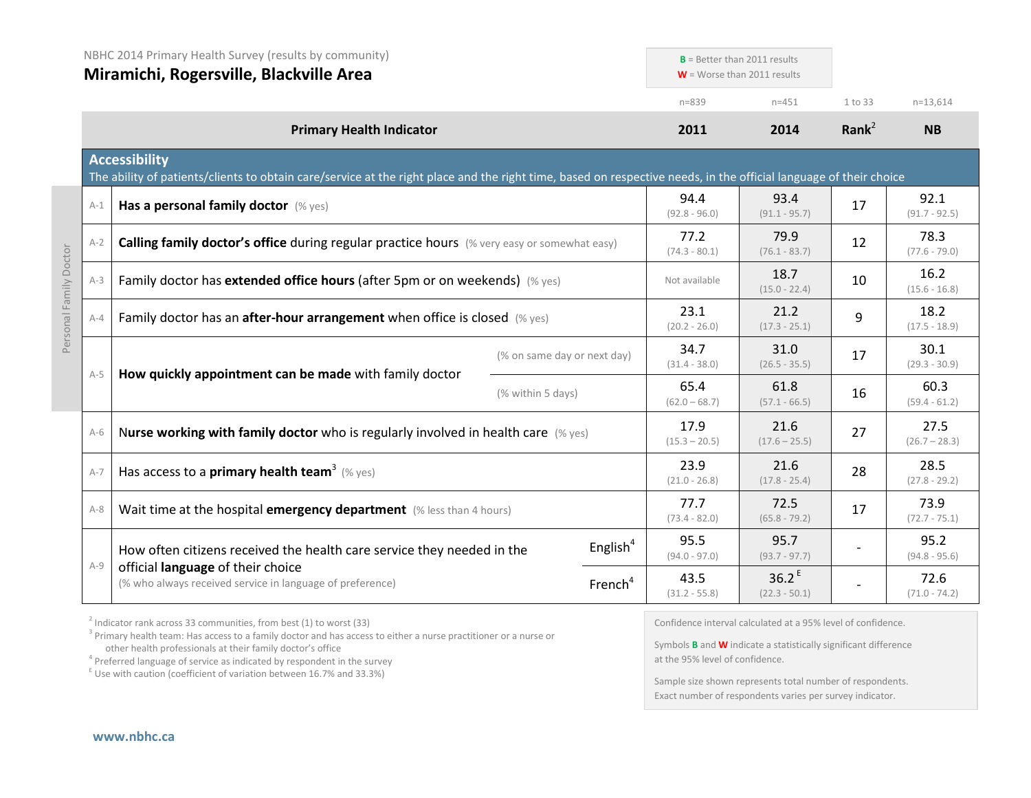NBHC 2014 Primary Health Survey (results by community)

# Miramichi, Rogersville, Blackville Area

**B** = Better than 2011 results
**W** = Worse than 2011 results

| | Primary Health Indicator | | 2011 (n=839) | 2014 (n=451) | Rank[2] (1 to 33) | NB (n=13,614) |
|---|---|---|---|---|---|---|
| | **Accessibility** — The ability of patients/clients to obtain care/service at the right place and the right time, based on respective needs, in the official language of their choice | | | | | |
| A-1 | **Has a personal family doctor** (% yes) | | 94.4 (92.8 - 96.0) | 93.4 (91.1 - 95.7) | 17 | 92.1 (91.7 - 92.5) |
| A-2 | **Calling family doctor's office** during regular practice hours (% very easy or somewhat easy) | | 77.2 (74.3 - 80.1) | 79.9 (76.1 - 83.7) | 12 | 78.3 (77.6 - 79.0) |
| A-3 | Family doctor has **extended office hours** (after 5pm or on weekends) (% yes) | | Not available | 18.7 (15.0 - 22.4) | 10 | 16.2 (15.6 - 16.8) |
| A-4 | Family doctor has an **after-hour arrangement** when office is closed (% yes) | | 23.1 (20.2 - 26.0) | 21.2 (17.3 - 25.1) | 9 | 18.2 (17.5 - 18.9) |
| A-5 | **How quickly appointment can be made** with family doctor | (% on same day or next day) | 34.7 (31.4 - 38.0) | 31.0 (26.5 - 35.5) | 17 | 30.1 (29.3 - 30.9) |
| | | (% within 5 days) | 65.4 (62.0 – 68.7) | 61.8 (57.1 - 66.5) | 16 | 60.3 (59.4 - 61.2) |
| A-6 | **Nurse working with family doctor** who is regularly involved in health care (% yes) | | 17.9 (15.3 – 20.5) | 21.6 (17.6 – 25.5) | 27 | 27.5 (26.7 – 28.3) |
| A-7 | Has access to a **primary health team**[3] (% yes) | | 23.9 (21.0 - 26.8) | 21.6 (17.8 - 25.4) | 28 | 28.5 (27.8 - 29.2) |
| A-8 | Wait time at the hospital **emergency department** (% less than 4 hours) | | 77.7 (73.4 - 82.0) | 72.5 (65.8 - 79.2) | 17 | 73.9 (72.7 - 75.1) |
| A-9 | How often citizens received the health care service they needed in the official **language** of their choice (% who always received service in language of preference) | English[4] | 95.5 (94.0 - 97.0) | 95.7 (93.7 - 97.7) | - | 95.2 (94.8 - 95.6) |
| | | French[4] | 43.5 (31.2 - 55.8) | 36.2 E (22.3 - 50.1) | - | 72.6 (71.0 - 74.2) |

Indicators A-1 to A-5: Personal Family Doctor

[2] Indicator rank across 33 communities, from best (1) to worst (33)
[3] Primary health team: Has access to a family doctor and has access to either a nurse practitioner or a nurse or other health professionals at their family doctor's office
[4] Preferred language of service as indicated by respondent in the survey
E Use with caution (coefficient of variation between 16.7% and 33.3%)

Confidence interval calculated at a 95% level of confidence.

Symbols **B** and **W** indicate a statistically significant difference at the 95% level of confidence.

Sample size shown represents total number of respondents. Exact number of respondents varies per survey indicator.

www.nbhc.ca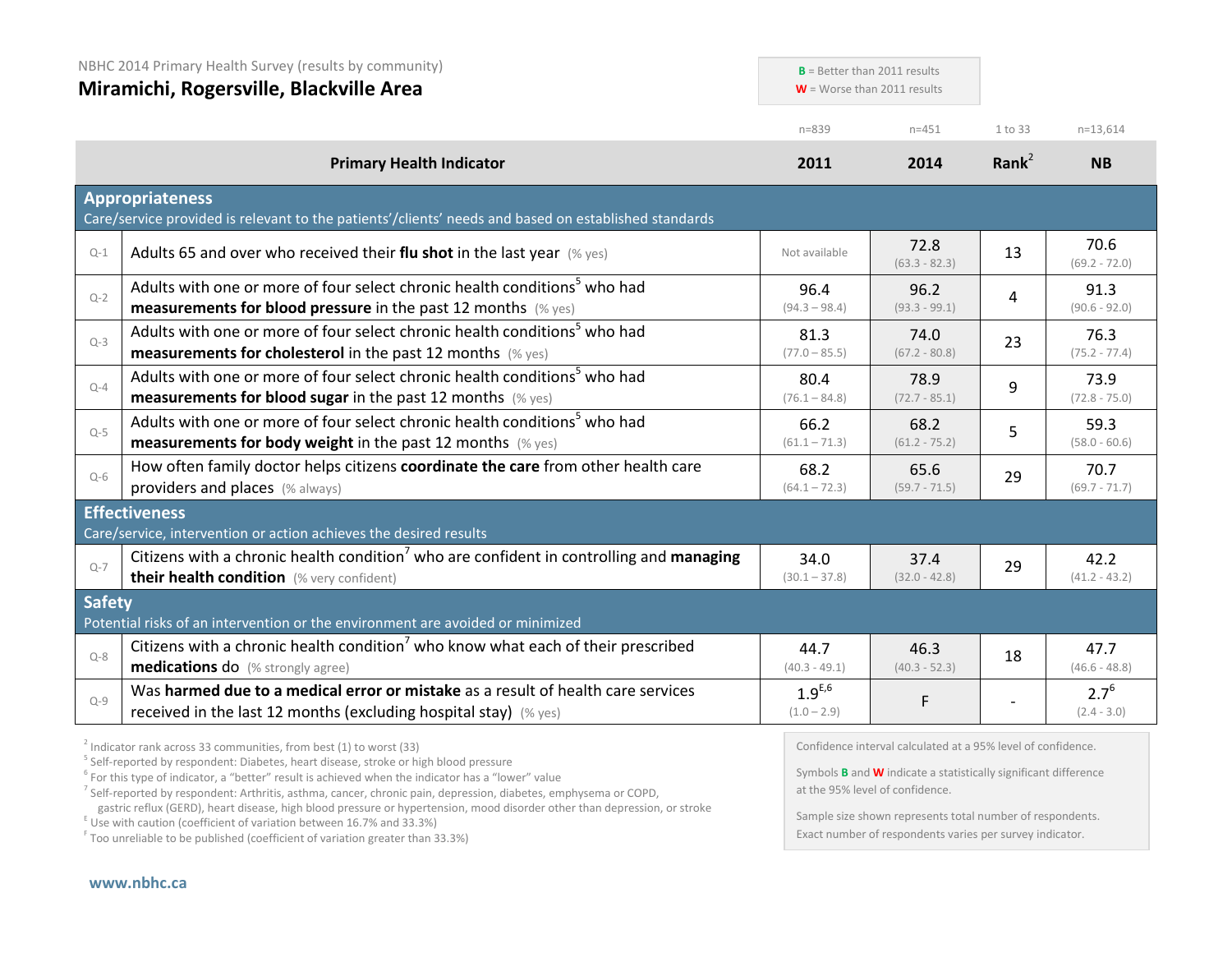NBHC 2014 Primary Health Survey (results by community)

# Miramichi, Rogersville, Blackville Area

**B** = Better than 2011 results
**W** = Worse than 2011 results

| | Primary Health Indicator | 2011 (n=839) | 2014 (n=451) | Rank[2] (1 to 33) | NB (n=13,614) |
|---|---|---|---|---|---|
| **Appropriateness** | Care/service provided is relevant to the patients'/clients' needs and based on established standards | | | | |
| Q-1 | Adults 65 and over who received their **flu shot** in the last year (% yes) | Not available | 72.8 (63.3 - 82.3) | 13 | 70.6 (69.2 - 72.0) |
| Q-2 | Adults with one or more of four select chronic health conditions[5] who had **measurements for blood pressure** in the past 12 months (% yes) | 96.4 (94.3 – 98.4) | 96.2 (93.3 - 99.1) | 4 | 91.3 (90.6 - 92.0) |
| Q-3 | Adults with one or more of four select chronic health conditions[5] who had **measurements for cholesterol** in the past 12 months (% yes) | 81.3 (77.0 – 85.5) | 74.0 (67.2 - 80.8) | 23 | 76.3 (75.2 - 77.4) |
| Q-4 | Adults with one or more of four select chronic health conditions[5] who had **measurements for blood sugar** in the past 12 months (% yes) | 80.4 (76.1 – 84.8) | 78.9 (72.7 - 85.1) | 9 | 73.9 (72.8 - 75.0) |
| Q-5 | Adults with one or more of four select chronic health conditions[5] who had **measurements for body weight** in the past 12 months (% yes) | 66.2 (61.1 – 71.3) | 68.2 (61.2 - 75.2) | 5 | 59.3 (58.0 - 60.6) |
| Q-6 | How often family doctor helps citizens **coordinate the care** from other health care providers and places (% always) | 68.2 (64.1 – 72.3) | 65.6 (59.7 - 71.5) | 29 | 70.7 (69.7 - 71.7) |
| **Effectiveness** | Care/service, intervention or action achieves the desired results | | | | |
| Q-7 | Citizens with a chronic health condition[7] who are confident in controlling and **managing their health condition** (% very confident) | 34.0 (30.1 – 37.8) | 37.4 (32.0 - 42.8) | 29 | 42.2 (41.2 - 43.2) |
| **Safety** | Potential risks of an intervention or the environment are avoided or minimized | | | | |
| Q-8 | Citizens with a chronic health condition[7] who know what each of their prescribed **medications** do (% strongly agree) | 44.7 (40.3 - 49.1) | 46.3 (40.3 - 52.3) | 18 | 47.7 (46.6 - 48.8) |
| Q-9 | Was **harmed due to a medical error or mistake** as a result of health care services received in the last 12 months (excluding hospital stay) (% yes) | 1.9[E,6] (1.0 – 2.9) | F | - | 2.7[6] (2.4 - 3.0) |

[2] Indicator rank across 33 communities, from best (1) to worst (33)
[5] Self-reported by respondent: Diabetes, heart disease, stroke or high blood pressure
[6] For this type of indicator, a "better" result is achieved when the indicator has a "lower" value
[7] Self-reported by respondent: Arthritis, asthma, cancer, chronic pain, depression, diabetes, emphysema or COPD, gastric reflux (GERD), heart disease, high blood pressure or hypertension, mood disorder other than depression, or stroke
[E] Use with caution (coefficient of variation between 16.7% and 33.3%)
[F] Too unreliable to be published (coefficient of variation greater than 33.3%)

Confidence interval calculated at a 95% level of confidence.

Symbols **B** and **W** indicate a statistically significant difference at the 95% level of confidence.

Sample size shown represents total number of respondents. Exact number of respondents varies per survey indicator.

www.nbhc.ca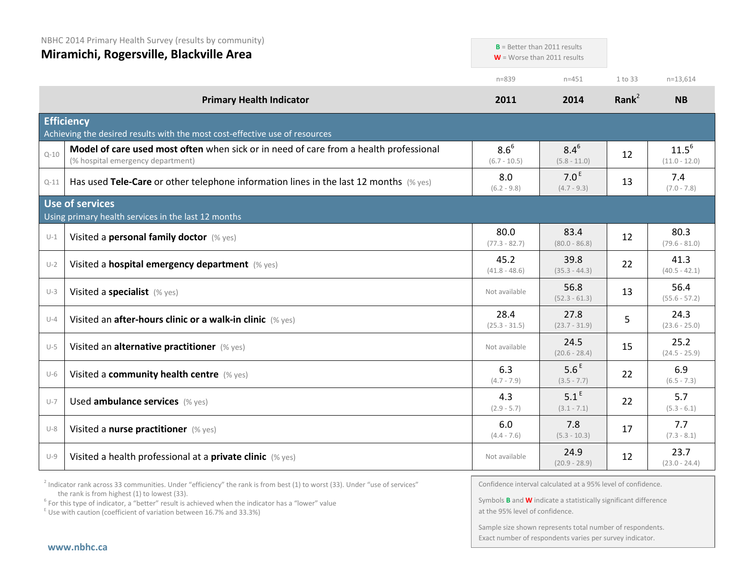NBHC 2014 Primary Health Survey (results by community)

# Miramichi, Rogersville, Blackville Area

**B** = Better than 2011 results
**W** = Worse than 2011 results

| | Primary Health Indicator | 2011 (n=839) | 2014 (n=451) | Rank[2] (1 to 33) | NB (n=13,614) |
|---|---|---|---|---|---|
| | **Efficiency** Achieving the desired results with the most cost-effective use of resources | | | | |
| Q-10 | **Model of care used most often** when sick or in need of care from a health professional (% hospital emergency department) | 8.6[6] (6.7 - 10.5) | 8.4[6] (5.8 - 11.0) | 12 | 11.5[6] (11.0 - 12.0) |
| Q-11 | Has used **Tele-Care** or other telephone information lines in the last 12 months (% yes) | 8.0 (6.2 - 9.8) | 7.0[E] (4.7 - 9.3) | 13 | 7.4 (7.0 - 7.8) |
| | **Use of services** Using primary health services in the last 12 months | | | | |
| U-1 | Visited a **personal family doctor** (% yes) | 80.0 (77.3 - 82.7) | 83.4 (80.0 - 86.8) | 12 | 80.3 (79.6 - 81.0) |
| U-2 | Visited a **hospital emergency department** (% yes) | 45.2 (41.8 - 48.6) | 39.8 (35.3 - 44.3) | 22 | 41.3 (40.5 - 42.1) |
| U-3 | Visited a **specialist** (% yes) | Not available | 56.8 (52.3 - 61.3) | 13 | 56.4 (55.6 - 57.2) |
| U-4 | Visited an **after-hours clinic or a walk-in clinic** (% yes) | 28.4 (25.3 - 31.5) | 27.8 (23.7 - 31.9) | 5 | 24.3 (23.6 - 25.0) |
| U-5 | Visited an **alternative practitioner** (% yes) | Not available | 24.5 (20.6 - 28.4) | 15 | 25.2 (24.5 - 25.9) |
| U-6 | Visited a **community health centre** (% yes) | 6.3 (4.7 - 7.9) | 5.6[E] (3.5 - 7.7) | 22 | 6.9 (6.5 - 7.3) |
| U-7 | Used **ambulance services** (% yes) | 4.3 (2.9 - 5.7) | 5.1[E] (3.1 - 7.1) | 22 | 5.7 (5.3 - 6.1) |
| U-8 | Visited a **nurse practitioner** (% yes) | 6.0 (4.4 - 7.6) | 7.8 (5.3 - 10.3) | 17 | 7.7 (7.3 - 8.1) |
| U-9 | Visited a health professional at a **private clinic** (% yes) | Not available | 24.9 (20.9 - 28.9) | 12 | 23.7 (23.0 - 24.4) |

[2] Indicator rank across 33 communities. Under "efficiency" the rank is from best (1) to worst (33). Under "use of services" the rank is from highest (1) to lowest (33).
[6] For this type of indicator, a "better" result is achieved when the indicator has a "lower" value
[E] Use with caution (coefficient of variation between 16.7% and 33.3%)

Confidence interval calculated at a 95% level of confidence.

Symbols **B** and **W** indicate a statistically significant difference at the 95% level of confidence.

Sample size shown represents total number of respondents. Exact number of respondents varies per survey indicator.

www.nbhc.ca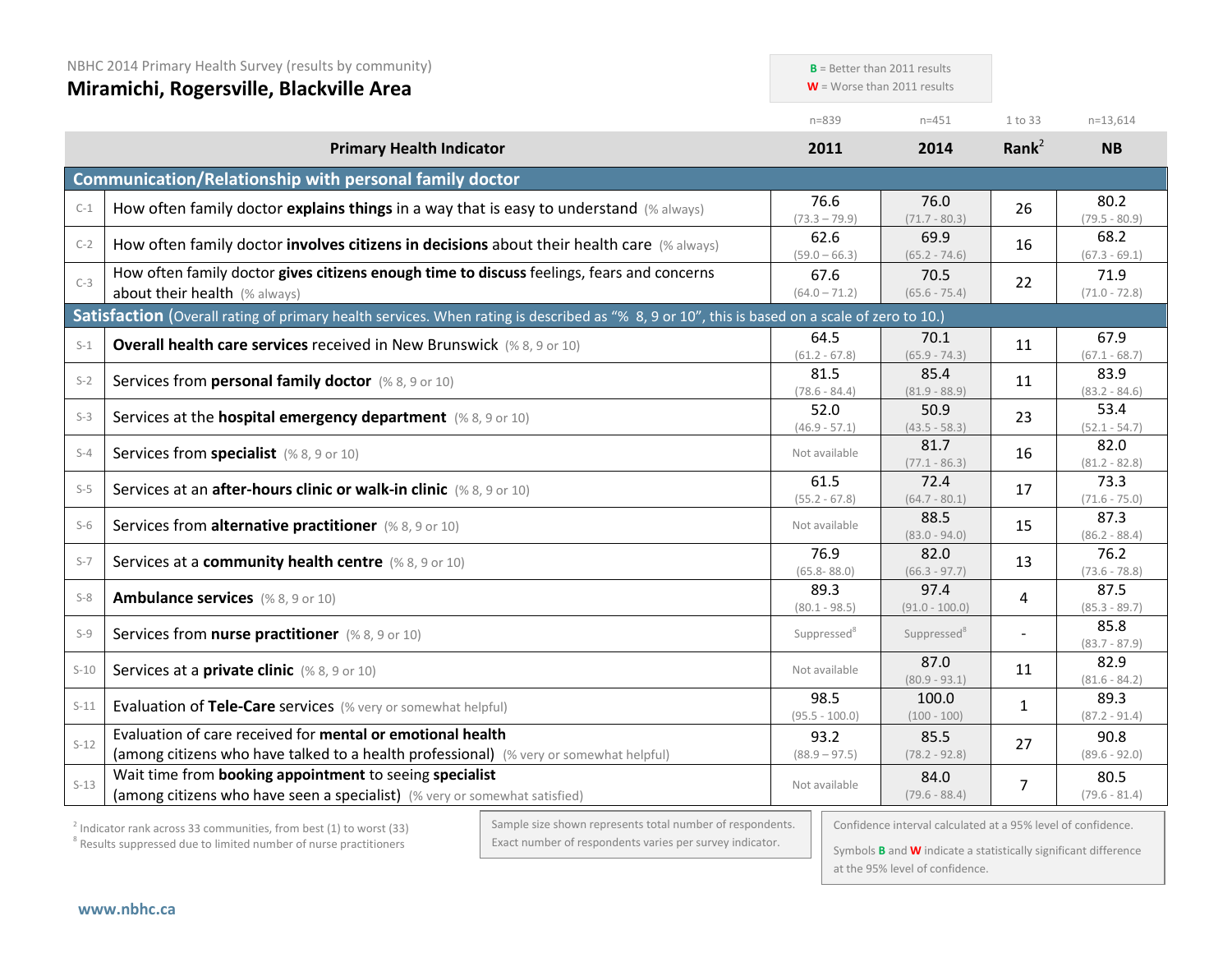NBHC 2014 Primary Health Survey (results by community)

# Miramichi, Rogersville, Blackville Area

**B** = Better than 2011 results
**W** = Worse than 2011 results

| | Primary Health Indicator | 2011 (n=839) | 2014 (n=451) | Rank[2] (1 to 33) | NB (n=13,614) |
|---|---|---|---|---|---|
| | **Communication/Relationship with personal family doctor** | | | | |
| C-1 | How often family doctor **explains things** in a way that is easy to understand (% always) | 76.6 (73.3 – 79.9) | 76.0 (71.7 - 80.3) | 26 | 80.2 (79.5 - 80.9) |
| C-2 | How often family doctor **involves citizens in decisions** about their health care (% always) | 62.6 (59.0 – 66.3) | 69.9 (65.2 - 74.6) | 16 | 68.2 (67.3 - 69.1) |
| C-3 | How often family doctor **gives citizens enough time to discuss** feelings, fears and concerns about their health (% always) | 67.6 (64.0 – 71.2) | 70.5 (65.6 - 75.4) | 22 | 71.9 (71.0 - 72.8) |
| | **Satisfaction** (Overall rating of primary health services. When rating is described as "% 8, 9 or 10", this is based on a scale of zero to 10.) | | | | |
| S-1 | **Overall health care services** received in New Brunswick (% 8, 9 or 10) | 64.5 (61.2 - 67.8) | 70.1 (65.9 - 74.3) | 11 | 67.9 (67.1 - 68.7) |
| S-2 | Services from **personal family doctor** (% 8, 9 or 10) | 81.5 (78.6 - 84.4) | 85.4 (81.9 - 88.9) | 11 | 83.9 (83.2 - 84.6) |
| S-3 | Services at the **hospital emergency department** (% 8, 9 or 10) | 52.0 (46.9 - 57.1) | 50.9 (43.5 - 58.3) | 23 | 53.4 (52.1 - 54.7) |
| S-4 | Services from **specialist** (% 8, 9 or 10) | Not available | 81.7 (77.1 - 86.3) | 16 | 82.0 (81.2 - 82.8) |
| S-5 | Services at an **after-hours clinic or walk-in clinic** (% 8, 9 or 10) | 61.5 (55.2 - 67.8) | 72.4 (64.7 - 80.1) | 17 | 73.3 (71.6 - 75.0) |
| S-6 | Services from **alternative practitioner** (% 8, 9 or 10) | Not available | 88.5 (83.0 - 94.0) | 15 | 87.3 (86.2 - 88.4) |
| S-7 | Services at a **community health centre** (% 8, 9 or 10) | 76.9 (65.8- 88.0) | 82.0 (66.3 - 97.7) | 13 | 76.2 (73.6 - 78.8) |
| S-8 | **Ambulance services** (% 8, 9 or 10) | 89.3 (80.1 - 98.5) | 97.4 (91.0 - 100.0) | 4 | 87.5 (85.3 - 89.7) |
| S-9 | Services from **nurse practitioner** (% 8, 9 or 10) | Suppressed[8] | Suppressed[8] | - | 85.8 (83.7 - 87.9) |
| S-10 | Services at a **private clinic** (% 8, 9 or 10) | Not available | 87.0 (80.9 - 93.1) | 11 | 82.9 (81.6 - 84.2) |
| S-11 | Evaluation of **Tele-Care** services (% very or somewhat helpful) | 98.5 (95.5 - 100.0) | 100.0 (100 - 100) | 1 | 89.3 (87.2 - 91.4) |
| S-12 | Evaluation of care received for **mental or emotional health** (among citizens who have talked to a health professional) (% very or somewhat helpful) | 93.2 (88.9 – 97.5) | 85.5 (78.2 - 92.8) | 27 | 90.8 (89.6 - 92.0) |
| S-13 | Wait time from **booking appointment** to seeing **specialist** (among citizens who have seen a specialist) (% very or somewhat satisfied) | Not available | 84.0 (79.6 - 88.4) | 7 | 80.5 (79.6 - 81.4) |

[2] Indicator rank across 33 communities, from best (1) to worst (33)
[8] Results suppressed due to limited number of nurse practitioners

Sample size shown represents total number of respondents. Exact number of respondents varies per survey indicator.

Confidence interval calculated at a 95% level of confidence.

Symbols **B** and **W** indicate a statistically significant difference at the 95% level of confidence.

www.nbhc.ca